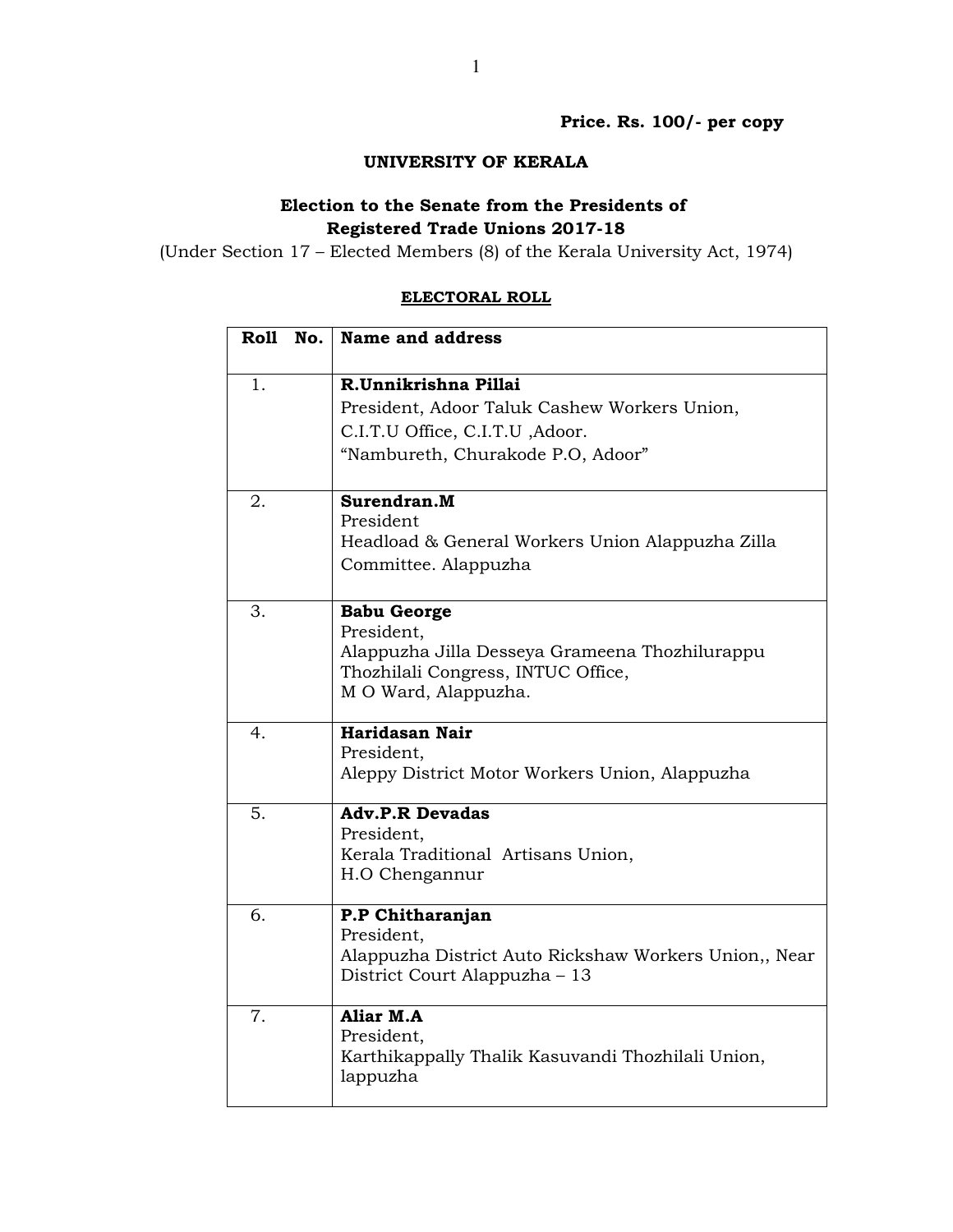**Price. Rs. 100/- per copy**

**UNIVERSITY OF KERALA**

**Election to the Senate from the Presidents of Registered Trade Unions 2017-18**

(Under Section 17 – Elected Members (8) of the Kerala University Act, 1974)

**ELECTORAL ROLL**

| Roll No. | Name and address |
|---|---|
| 1. | **R.Unnikrishna Pillai**<br>President, Adoor Taluk Cashew Workers Union,<br>C.I.T.U Office, C.I.T.U ,Adoor.<br>"Nambureth, Churakode P.O, Adoor" |
| 2. | **Surendran.M**<br>President<br>Headload & General Workers Union Alappuzha Zilla Committee. Alappuzha |
| 3. | **Babu George**<br>President,<br>Alappuzha Jilla Desseya Grameena Thozhilurappu Thozhilali Congress, INTUC Office,<br>M O Ward, Alappuzha. |
| 4. | **Haridasan Nair**<br>President,<br>Aleppy District Motor Workers Union, Alappuzha |
| 5. | **Adv.P.R Devadas**<br>President,<br>Kerala Traditional Artisans Union,<br>H.O Chengannur |
| 6. | **P.P Chitharanjan**<br>President,<br>Alappuzha District Auto Rickshaw Workers Union,, Near District Court Alappuzha – 13 |
| 7. | **Aliar M.A**<br>President,<br>Karthikappally Thalik Kasuvandi Thozhilali Union, lappuzha |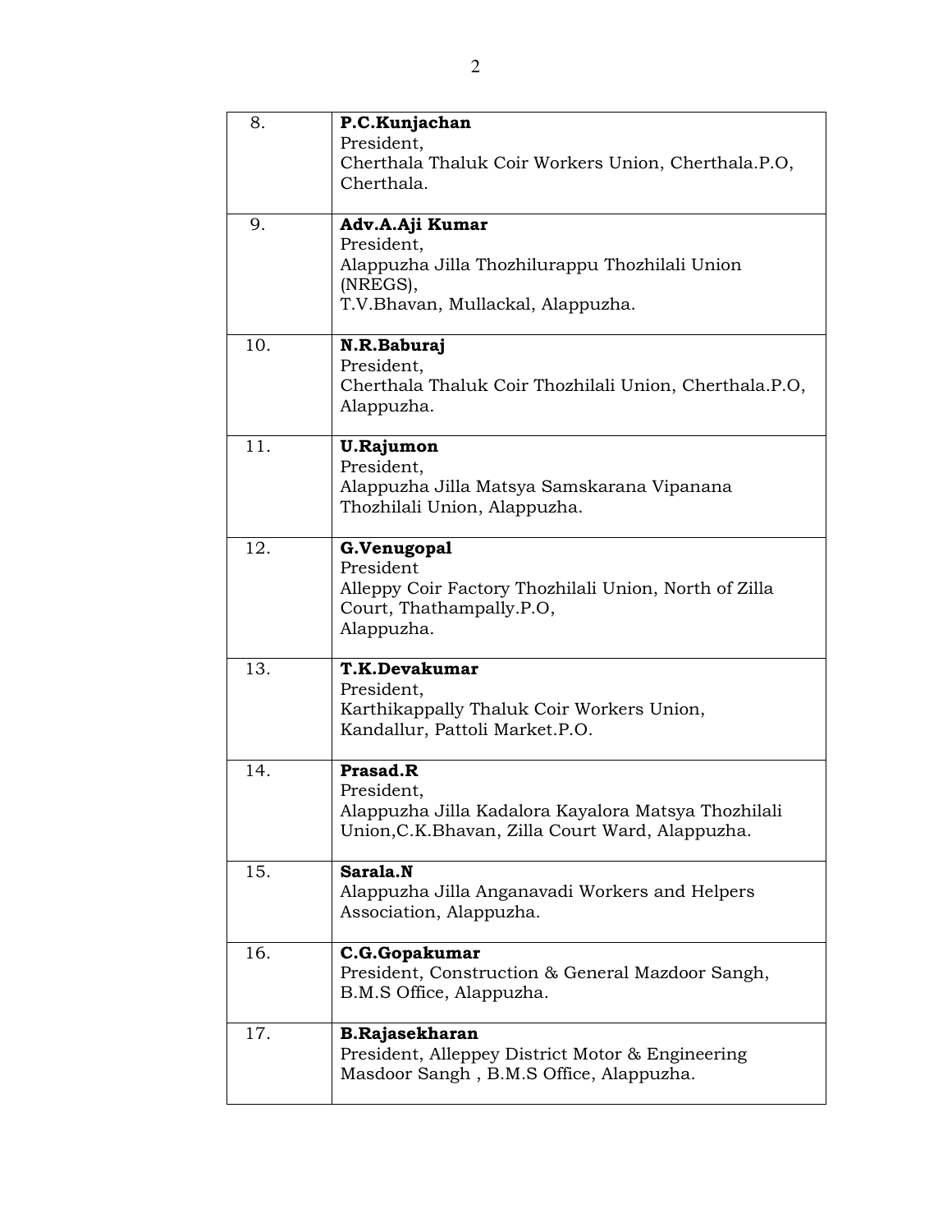| | |
|---|---|
| 8. | **P.C.Kunjachan**<br>President,<br>Cherthala Thaluk Coir Workers Union, Cherthala.P.O, Cherthala. |
| 9. | **Adv.A.Aji Kumar**<br>President,<br>Alappuzha Jilla Thozhilurappu Thozhilali Union (NREGS),<br>T.V.Bhavan, Mullackal, Alappuzha. |
| 10. | **N.R.Baburaj**<br>President,<br>Cherthala Thaluk Coir Thozhilali Union, Cherthala.P.O, Alappuzha. |
| 11. | **U.Rajumon**<br>President,<br>Alappuzha Jilla Matsya Samskarana Vipanana Thozhilali Union, Alappuzha. |
| 12. | **G.Venugopal**<br>President<br>Alleppy Coir Factory Thozhilali Union, North of Zilla Court, Thathampally.P.O,<br>Alappuzha. |
| 13. | **T.K.Devakumar**<br>President,<br>Karthikappally Thaluk Coir Workers Union,<br>Kandallur, Pattoli Market.P.O. |
| 14. | **Prasad.R**<br>President,<br>Alappuzha Jilla Kadalora Kayalora Matsya Thozhilali Union,C.K.Bhavan, Zilla Court Ward, Alappuzha. |
| 15. | **Sarala.N**<br>Alappuzha Jilla Anganavadi Workers and Helpers Association, Alappuzha. |
| 16. | **C.G.Gopakumar**<br>President, Construction & General Mazdoor Sangh, B.M.S Office, Alappuzha. |
| 17. | **B.Rajasekharan**<br>President, Alleppey District Motor & Engineering Masdoor Sangh , B.M.S Office, Alappuzha. |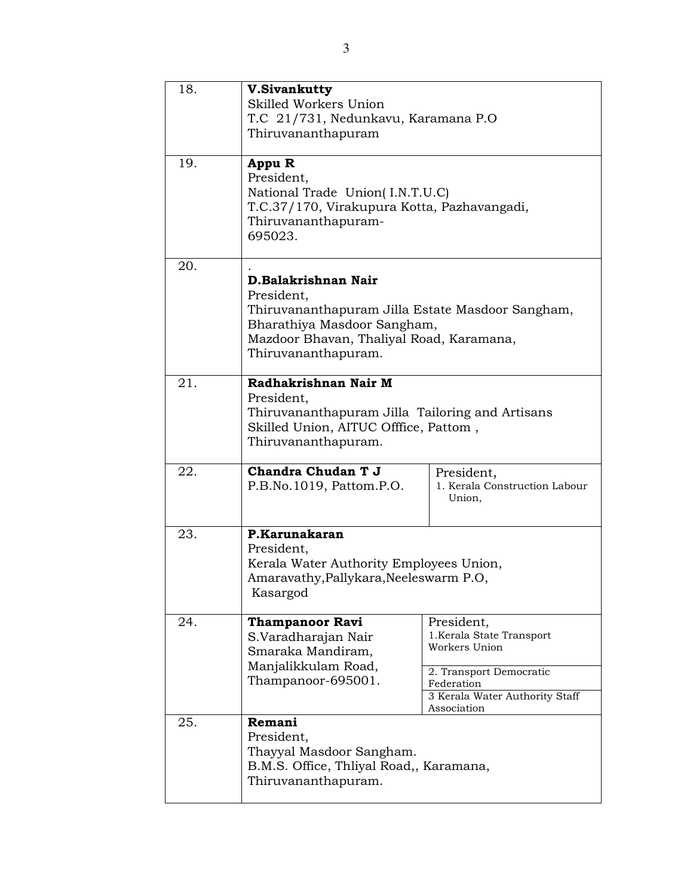| | | |
|---|---|---|
| 18. | **V.Sivankutty**<br>Skilled Workers Union<br>T.C 21/731, Nedunkavu, Karamana P.O<br>Thiruvananthapuram | |
| 19. | **Appu R**<br>President,<br>National Trade Union( I.N.T.U.C)<br>T.C.37/170, Virakupura Kotta, Pazhavangadi,<br>Thiruvananthapuram-<br>695023. | |
| 20. | .<br>**D.Balakrishnan Nair**<br>President,<br>Thiruvananthapuram Jilla Estate Masdoor Sangham,<br>Bharathiya Masdoor Sangham,<br>Mazdoor Bhavan, Thaliyal Road, Karamana,<br>Thiruvananthapuram. | |
| 21. | **Radhakrishnan Nair M**<br>President,<br>Thiruvananthapuram Jilla Tailoring and Artisans<br>Skilled Union, AITUC Offfice, Pattom ,<br>Thiruvananthapuram. | |
| 22. | **Chandra Chudan T J**<br>P.B.No.1019, Pattom.P.O. | President,<br>1. Kerala Construction Labour Union, |
| 23. | **P.Karunakaran**<br>President,<br>Kerala Water Authority Employees Union,<br>Amaravathy,Pallykara,Neeleswarm P.O,<br>Kasargod | |
| 24. | **Thampanoor Ravi**<br>S.Varadharajan Nair<br>Smaraka Mandiram,<br>Manjalikkulam Road,<br>Thampanoor-695001. | President,<br>1.Kerala State Transport Workers Union<br>2. Transport Democratic Federation<br>3 Kerala Water Authority Staff Association |
| 25. | **Remani**<br>President,<br>Thayyal Masdoor Sangham.<br>B.M.S. Office, Thliyal Road,, Karamana,<br>Thiruvananthapuram. | |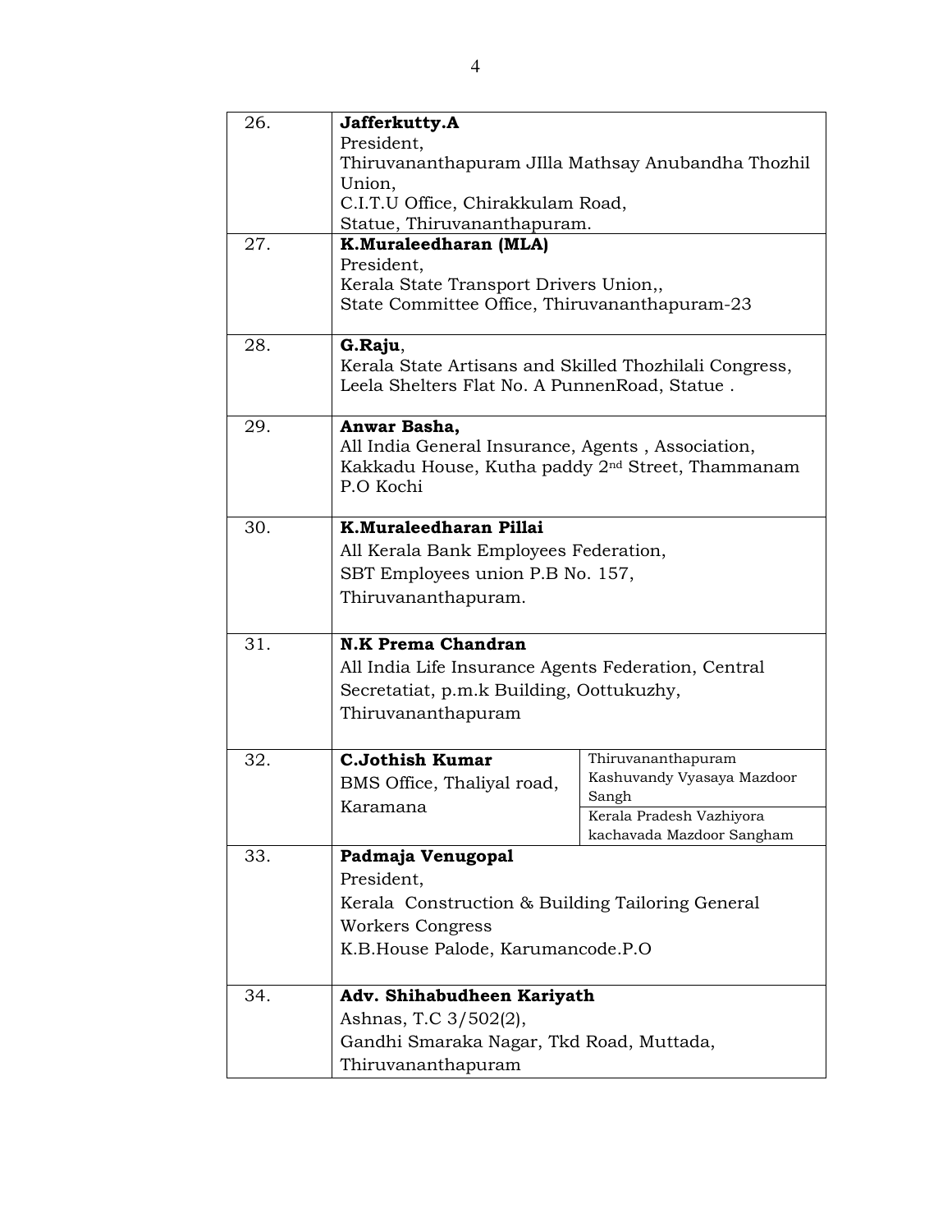| | | |
|---|---|---|
| 26. | **Jafferkutty.A**<br>President,<br>Thiruvananthapuram JIlla Mathsay Anubandha Thozhil Union,<br>C.I.T.U Office, Chirakkulam Road,<br>Statue, Thiruvananthapuram. | |
| 27. | **K.Muraleedharan (MLA)**<br>President,<br>Kerala State Transport Drivers Union,,<br>State Committee Office, Thiruvananthapuram-23 | |
| 28. | **G.Raju**,<br>Kerala State Artisans and Skilled Thozhilali Congress,<br>Leela Shelters Flat No. A PunnenRoad, Statue . | |
| 29. | **Anwar Basha,**<br>All India General Insurance, Agents , Association,<br>Kakkadu House, Kutha paddy 2nd Street, Thammanam P.O Kochi | |
| 30. | **K.Muraleedharan Pillai**<br>All Kerala Bank Employees Federation,<br>SBT Employees union P.B No. 157,<br>Thiruvananthapuram. | |
| 31. | **N.K Prema Chandran**<br>All India Life Insurance Agents Federation, Central Secretatiat, p.m.k Building, Oottukuzhy,<br>Thiruvananthapuram | |
| 32. | **C.Jothish Kumar**<br>BMS Office, Thaliyal road, Karamana | Thiruvananthapuram Kashuvandy Vyasaya Mazdoor Sangh<br>Kerala Pradesh Vazhiyora kachavada Mazdoor Sangham |
| 33. | **Padmaja Venugopal**<br>President,<br>Kerala Construction & Building Tailoring General Workers Congress<br>K.B.House Palode, Karumancode.P.O | |
| 34. | **Adv. Shihabudheen Kariyath**<br>Ashnas, T.C 3/502(2),<br>Gandhi Smaraka Nagar, Tkd Road, Muttada,<br>Thiruvananthapuram | |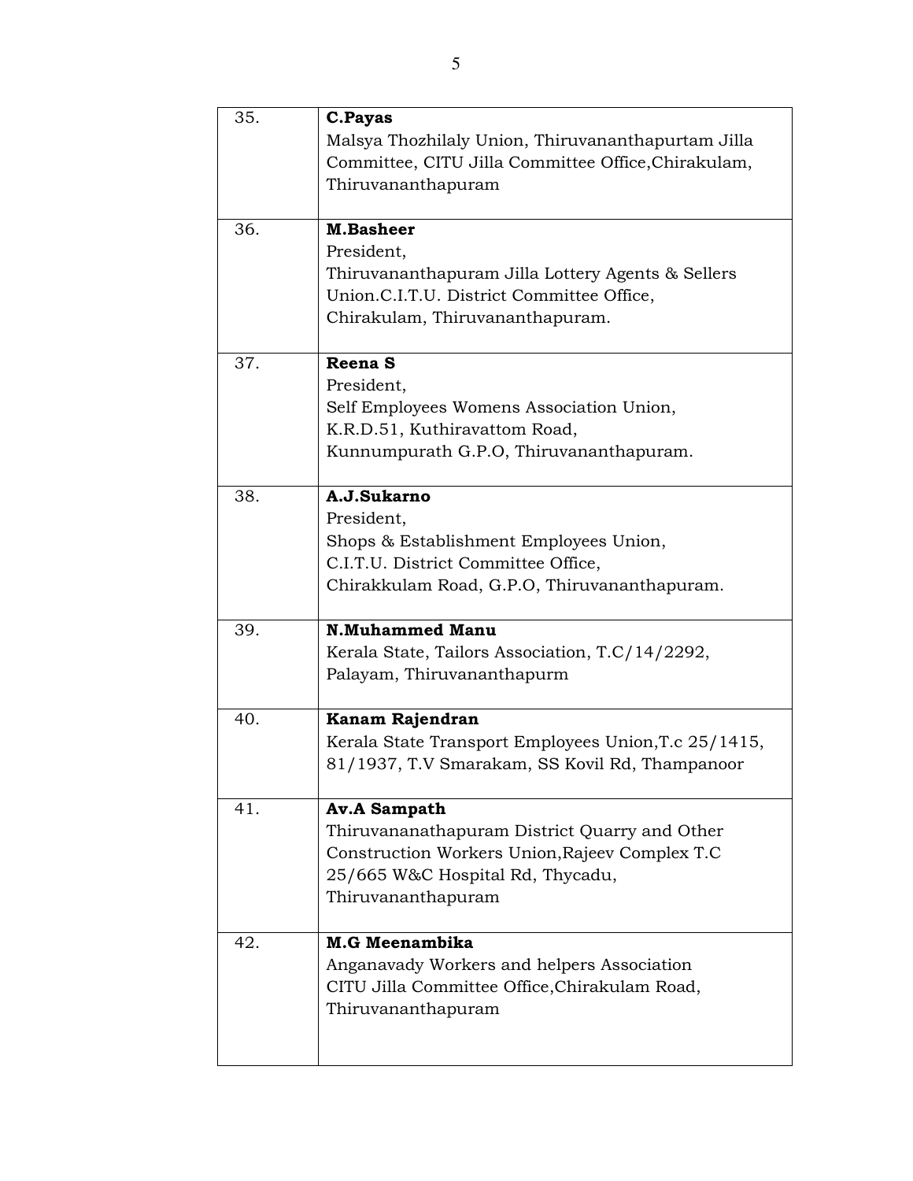| | |
|---|---|
| 35. | **C.Payas**<br>Malsya Thozhilaly Union, Thiruvananthapurtam Jilla Committee, CITU Jilla Committee Office,Chirakulam, Thiruvananthapuram |
| 36. | **M.Basheer**<br>President,<br>Thiruvananthapuram Jilla Lottery Agents & Sellers Union.C.I.T.U. District Committee Office, Chirakulam, Thiruvananthapuram. |
| 37. | **Reena S**<br>President,<br>Self Employees Womens Association Union, K.R.D.51, Kuthiravattom Road, Kunnumpurath G.P.O, Thiruvananthapuram. |
| 38. | **A.J.Sukarno**<br>President,<br>Shops & Establishment Employees Union, C.I.T.U. District Committee Office, Chirakkulam Road, G.P.O, Thiruvananthapuram. |
| 39. | **N.Muhammed Manu**<br>Kerala State, Tailors Association, T.C/14/2292, Palayam, Thiruvananthapurm |
| 40. | **Kanam Rajendran**<br>Kerala State Transport Employees Union,T.c 25/1415, 81/1937, T.V Smarakam, SS Kovil Rd, Thampanoor |
| 41. | **Av.A Sampath**<br>Thiruvananathapuram District Quarry and Other Construction Workers Union,Rajeev Complex T.C 25/665 W&C Hospital Rd, Thycadu, Thiruvananthapuram |
| 42. | **M.G Meenambika**<br>Anganavady Workers and helpers Association CITU Jilla Committee Office,Chirakulam Road, Thiruvananthapuram |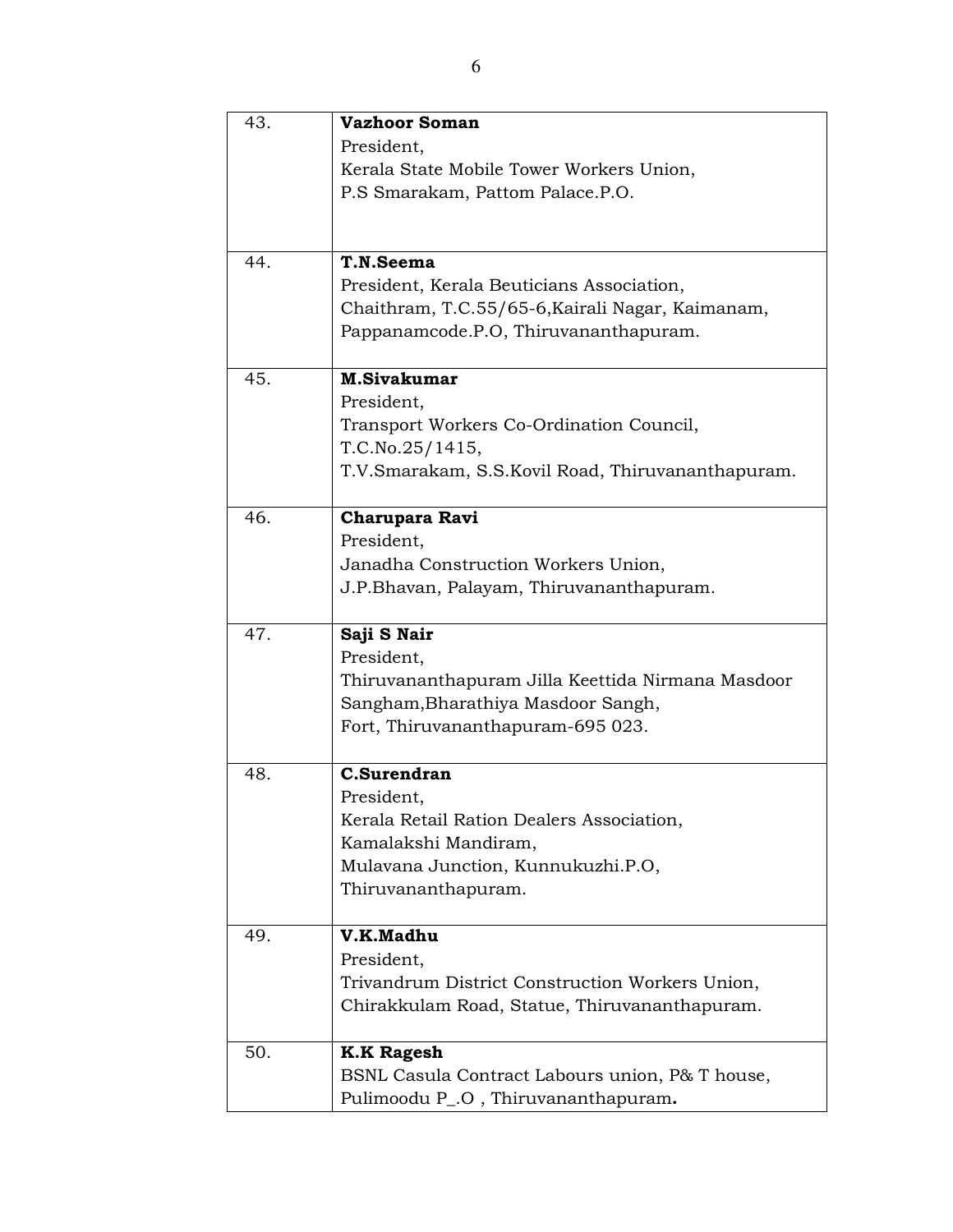| | |
|---|---|
| 43. | **Vazhoor Soman**<br>President,<br>Kerala State Mobile Tower Workers Union,<br>P.S Smarakam, Pattom Palace.P.O. |
| 44. | **T.N.Seema**<br>President, Kerala Beuticians Association,<br>Chaithram, T.C.55/65-6,Kairali Nagar, Kaimanam,<br>Pappanamcode.P.O, Thiruvananthapuram. |
| 45. | **M.Sivakumar**<br>President,<br>Transport Workers Co-Ordination Council,<br>T.C.No.25/1415,<br>T.V.Smarakam, S.S.Kovil Road, Thiruvananthapuram. |
| 46. | **Charupara Ravi**<br>President,<br>Janadha Construction Workers Union,<br>J.P.Bhavan, Palayam, Thiruvananthapuram. |
| 47. | **Saji S Nair**<br>President,<br>Thiruvananthapuram Jilla Keettida Nirmana Masdoor Sangham,Bharathiya Masdoor Sangh,<br>Fort, Thiruvananthapuram-695 023. |
| 48. | **C.Surendran**<br>President,<br>Kerala Retail Ration Dealers Association,<br>Kamalakshi Mandiram,<br>Mulavana Junction, Kunnukuzhi.P.O,<br>Thiruvananthapuram. |
| 49. | **V.K.Madhu**<br>President,<br>Trivandrum District Construction Workers Union,<br>Chirakkulam Road, Statue, Thiruvananthapuram. |
| 50. | **K.K Ragesh**<br>BSNL Casula Contract Labours union, P& T house,<br>Pulimoodu P_.O , Thiruvananthapuram**.** |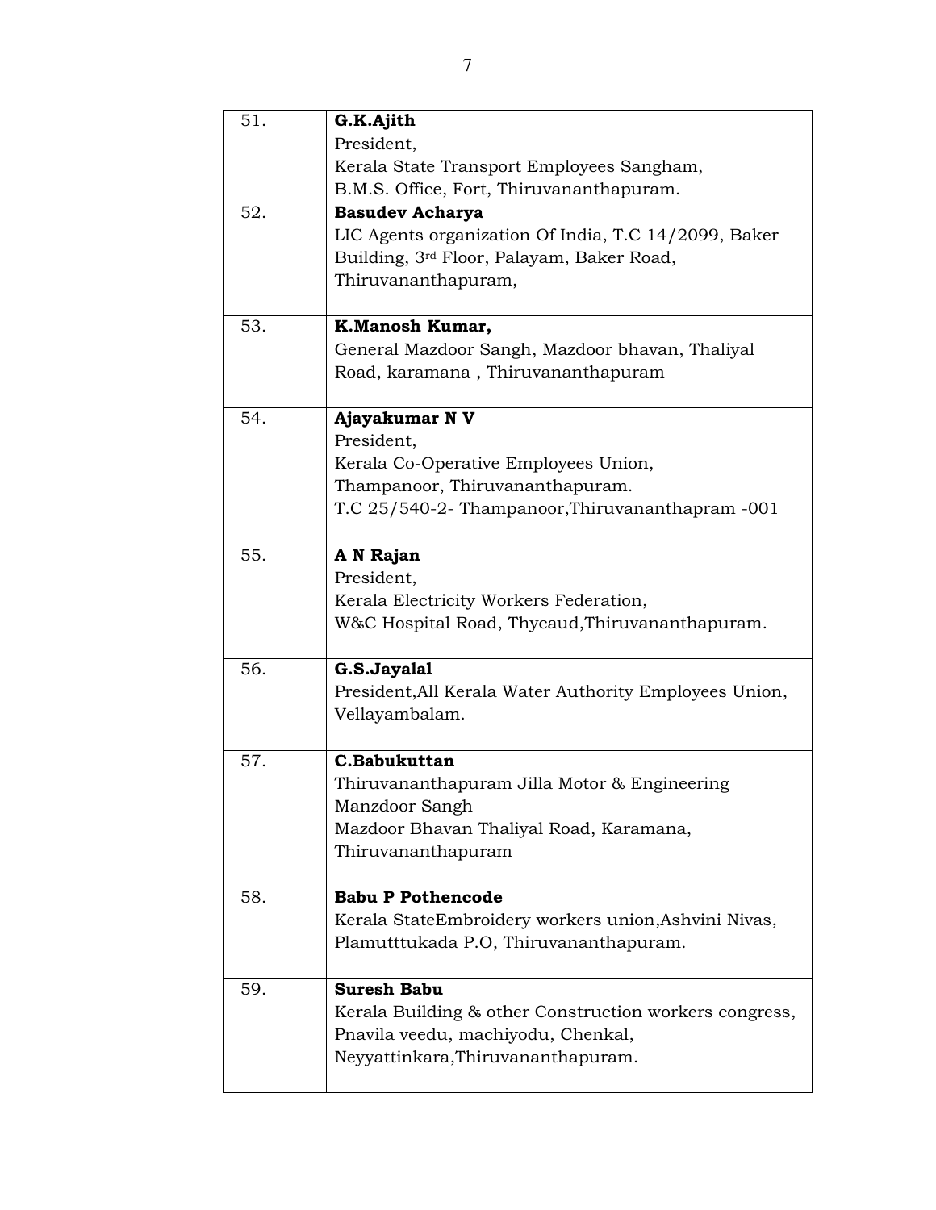| | |
|---|---|
| 51. | **G.K.Ajith**<br>President,<br>Kerala State Transport Employees Sangham,<br>B.M.S. Office, Fort, Thiruvananthapuram. |
| 52. | **Basudev Acharya**<br>LIC Agents organization Of India, T.C 14/2099, Baker Building, 3rd Floor, Palayam, Baker Road, Thiruvananthapuram, |
| 53. | **K.Manosh Kumar,**<br>General Mazdoor Sangh, Mazdoor bhavan, Thaliyal Road, karamana , Thiruvananthapuram |
| 54. | **Ajayakumar N V**<br>President,<br>Kerala Co-Operative Employees Union,<br>Thampanoor, Thiruvananthapuram.<br>T.C 25/540-2- Thampanoor,Thiruvananthapram -001 |
| 55. | **A N Rajan**<br>President,<br>Kerala Electricity Workers Federation,<br>W&C Hospital Road, Thycaud,Thiruvananthapuram. |
| 56. | **G.S.Jayalal**<br>President,All Kerala Water Authority Employees Union, Vellayambalam. |
| 57. | **C.Babukuttan**<br>Thiruvananthapuram Jilla Motor & Engineering Manzdoor Sangh<br>Mazdoor Bhavan Thaliyal Road, Karamana, Thiruvananthapuram |
| 58. | **Babu P Pothencode**<br>Kerala StateEmbroidery workers union,Ashvini Nivas, Plamutttukada P.O, Thiruvananthapuram. |
| 59. | **Suresh Babu**<br>Kerala Building & other Construction workers congress, Pnavila veedu, machiyodu, Chenkal, Neyyattinkara,Thiruvananthapuram. |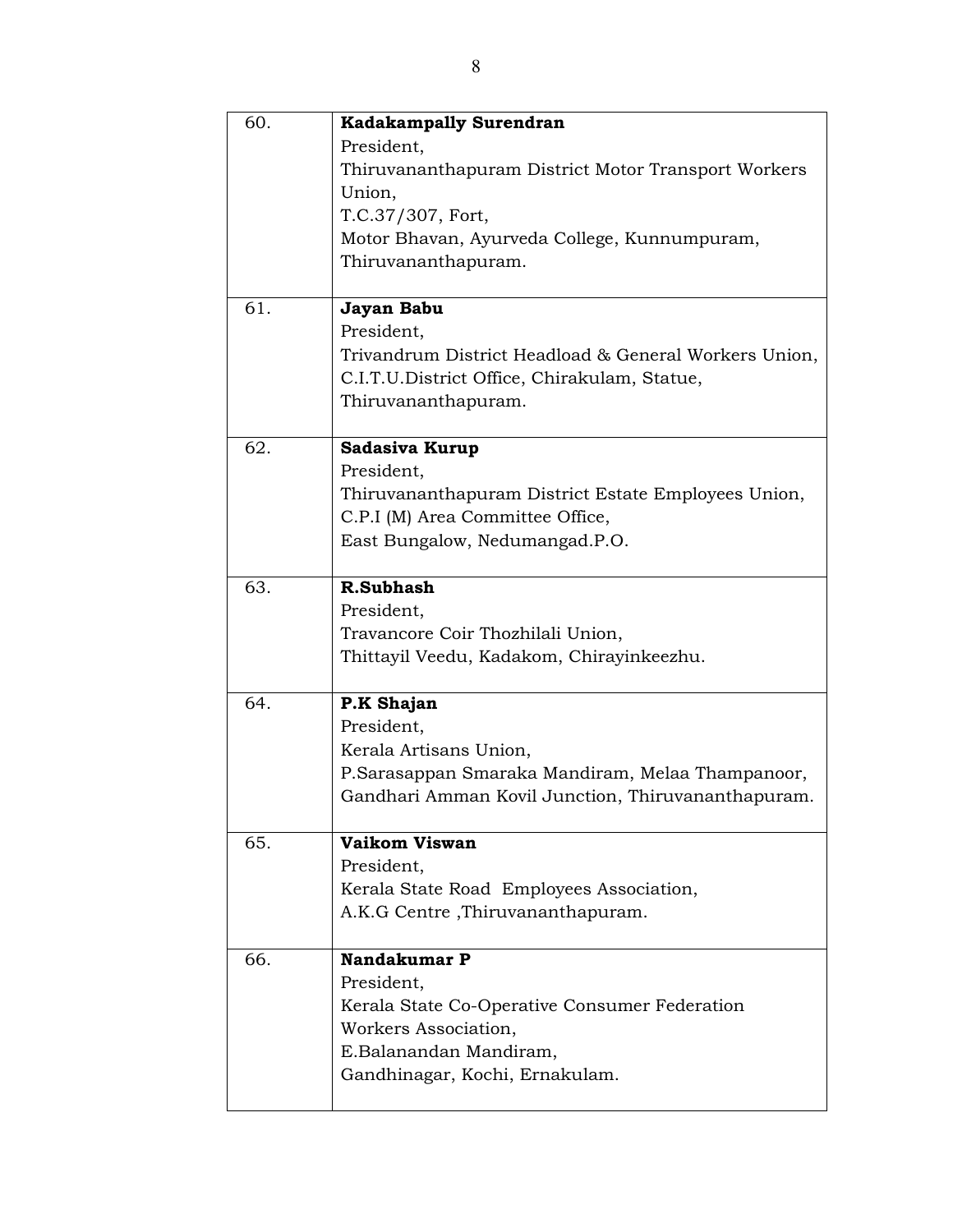| | |
|---|---|
| 60. | **Kadakampally Surendran**<br>President,<br>Thiruvananthapuram District Motor Transport Workers Union,<br>T.C.37/307, Fort,<br>Motor Bhavan, Ayurveda College, Kunnumpuram,<br>Thiruvananthapuram. |
| 61. | **Jayan Babu**<br>President,<br>Trivandrum District Headload & General Workers Union,<br>C.I.T.U.District Office, Chirakulam, Statue,<br>Thiruvananthapuram. |
| 62. | **Sadasiva Kurup**<br>President,<br>Thiruvananthapuram District Estate Employees Union,<br>C.P.I (M) Area Committee Office,<br>East Bungalow, Nedumangad.P.O. |
| 63. | **R.Subhash**<br>President,<br>Travancore Coir Thozhilali Union,<br>Thittayil Veedu, Kadakom, Chirayinkeezhu. |
| 64. | **P.K Shajan**<br>President,<br>Kerala Artisans Union,<br>P.Sarasappan Smaraka Mandiram, Melaa Thampanoor,<br>Gandhari Amman Kovil Junction, Thiruvananthapuram. |
| 65. | **Vaikom Viswan**<br>President,<br>Kerala State Road Employees Association,<br>A.K.G Centre ,Thiruvananthapuram. |
| 66. | **Nandakumar P**<br>President,<br>Kerala State Co-Operative Consumer Federation Workers Association,<br>E.Balanandan Mandiram,<br>Gandhinagar, Kochi, Ernakulam. |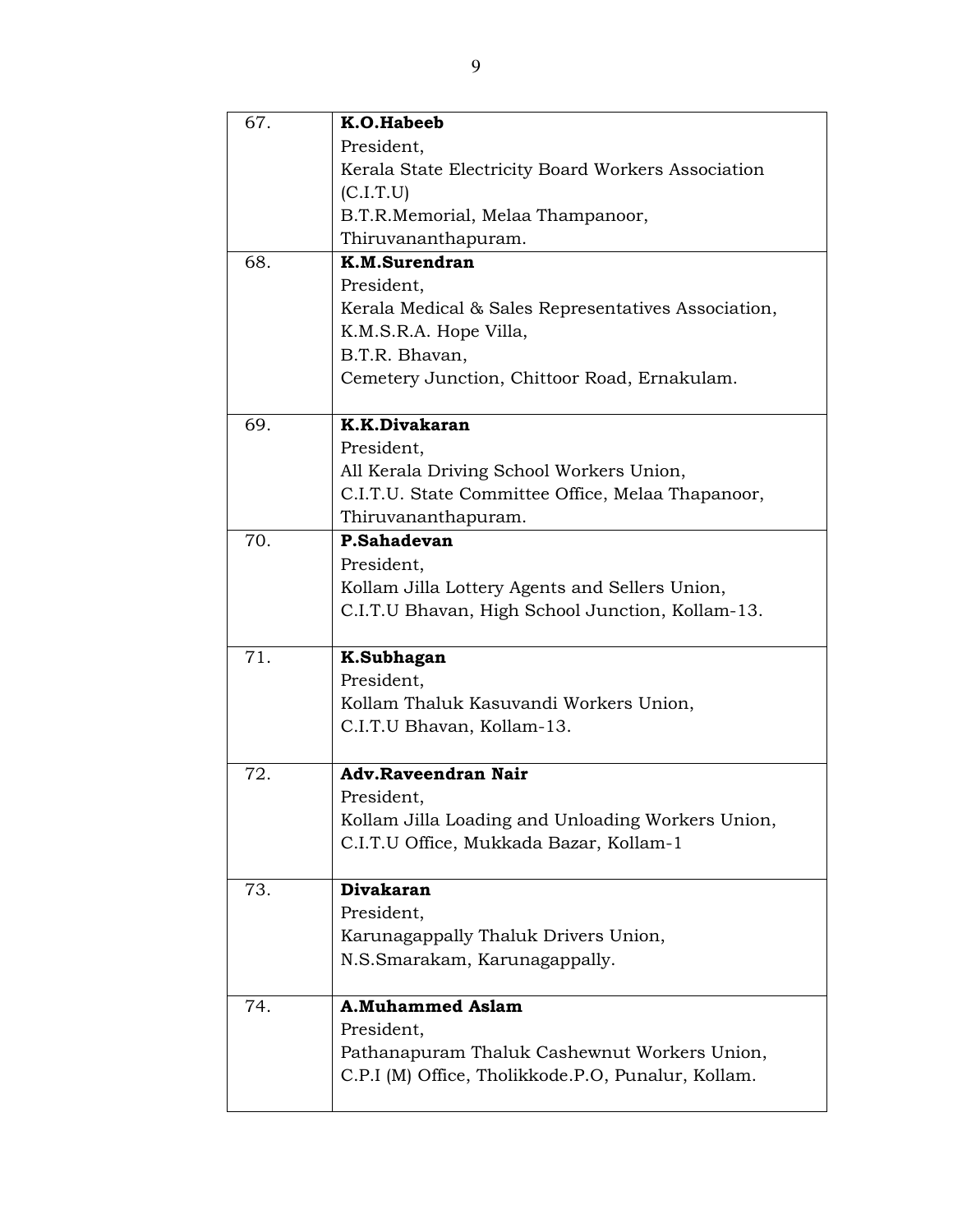| | |
|---|---|
| 67. | **K.O.Habeeb**<br>President,<br>Kerala State Electricity Board Workers Association (C.I.T.U)<br>B.T.R.Memorial, Melaa Thampanoor,<br>Thiruvananthapuram. |
| 68. | **K.M.Surendran**<br>President,<br>Kerala Medical & Sales Representatives Association,<br>K.M.S.R.A. Hope Villa,<br>B.T.R. Bhavan,<br>Cemetery Junction, Chittoor Road, Ernakulam. |
| 69. | **K.K.Divakaran**<br>President,<br>All Kerala Driving School Workers Union,<br>C.I.T.U. State Committee Office, Melaa Thapanoor,<br>Thiruvananthapuram. |
| 70. | **P.Sahadevan**<br>President,<br>Kollam Jilla Lottery Agents and Sellers Union,<br>C.I.T.U Bhavan, High School Junction, Kollam-13. |
| 71. | **K.Subhagan**<br>President,<br>Kollam Thaluk Kasuvandi Workers Union,<br>C.I.T.U Bhavan, Kollam-13. |
| 72. | **Adv.Raveendran Nair**<br>President,<br>Kollam Jilla Loading and Unloading Workers Union,<br>C.I.T.U Office, Mukkada Bazar, Kollam-1 |
| 73. | **Divakaran**<br>President,<br>Karunagappally Thaluk Drivers Union,<br>N.S.Smarakam, Karunagappally. |
| 74. | **A.Muhammed Aslam**<br>President,<br>Pathanapuram Thaluk Cashewnut Workers Union,<br>C.P.I (M) Office, Tholikkode.P.O, Punalur, Kollam. |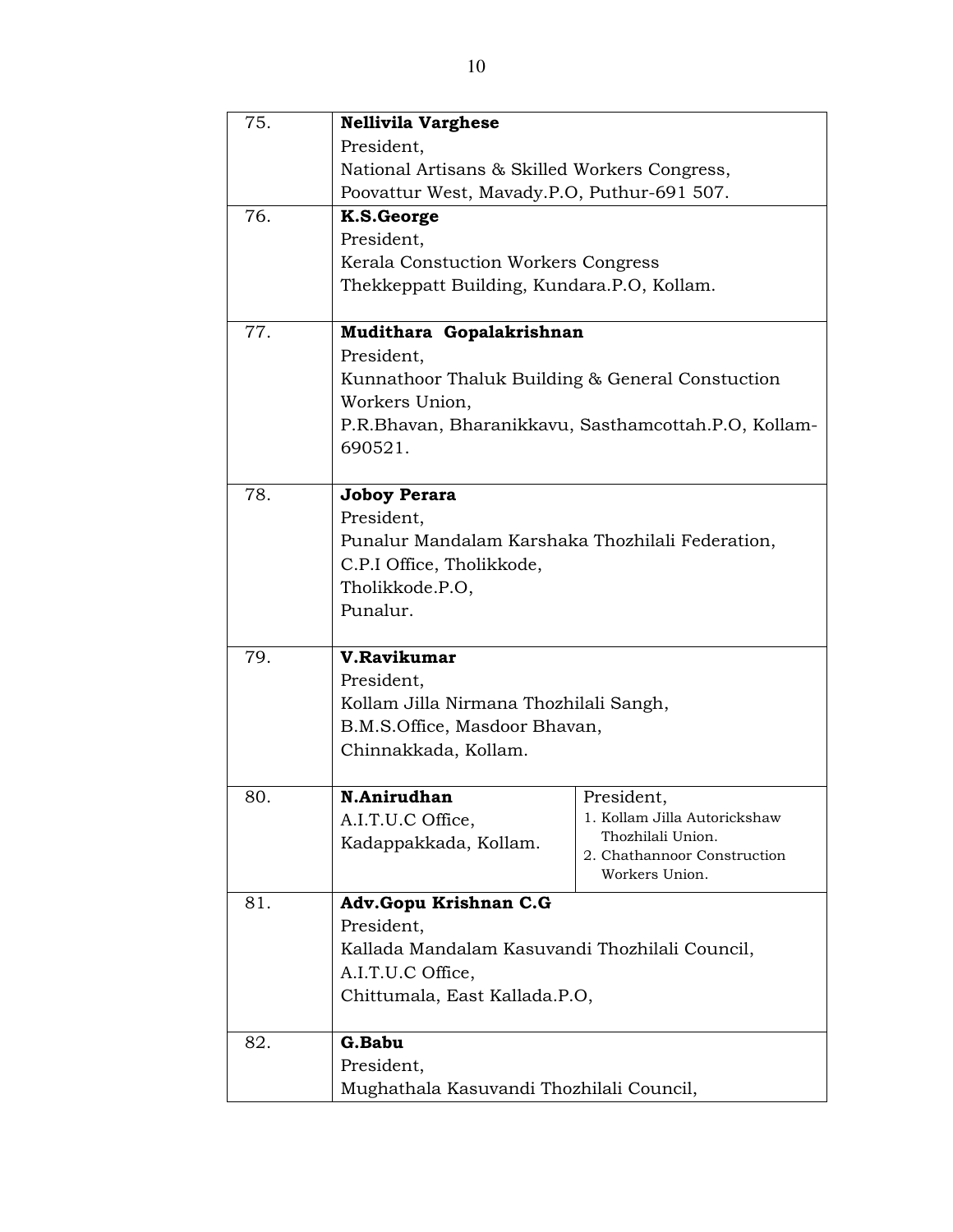| | | |
|---|---|---|
| 75. | **Nellivila Varghese**<br>President,<br>National Artisans & Skilled Workers Congress,<br>Poovattur West, Mavady.P.O, Puthur-691 507. | |
| 76. | **K.S.George**<br>President,<br>Kerala Constuction Workers Congress<br>Thekkeppatt Building, Kundara.P.O, Kollam. | |
| 77. | **Mudithara Gopalakrishnan**<br>President,<br>Kunnathoor Thaluk Building & General Constuction Workers Union,<br>P.R.Bhavan, Bharanikkavu, Sasthamcottah.P.O, Kollam-690521. | |
| 78. | **Joboy Perara**<br>President,<br>Punalur Mandalam Karshaka Thozhilali Federation,<br>C.P.I Office, Tholikkode,<br>Tholikkode.P.O,<br>Punalur. | |
| 79. | **V.Ravikumar**<br>President,<br>Kollam Jilla Nirmana Thozhilali Sangh,<br>B.M.S.Office, Masdoor Bhavan,<br>Chinnakkada, Kollam. | |
| 80. | **N.Anirudhan**<br>A.I.T.U.C Office,<br>Kadappakkada, Kollam. | President,<br>1. Kollam Jilla Autorickshaw Thozhilali Union.<br>2. Chathannoor Construction Workers Union. |
| 81. | **Adv.Gopu Krishnan C.G**<br>President,<br>Kallada Mandalam Kasuvandi Thozhilali Council,<br>A.I.T.U.C Office,<br>Chittumala, East Kallada.P.O, | |
| 82. | **G.Babu**<br>President,<br>Mughathala Kasuvandi Thozhilali Council, | |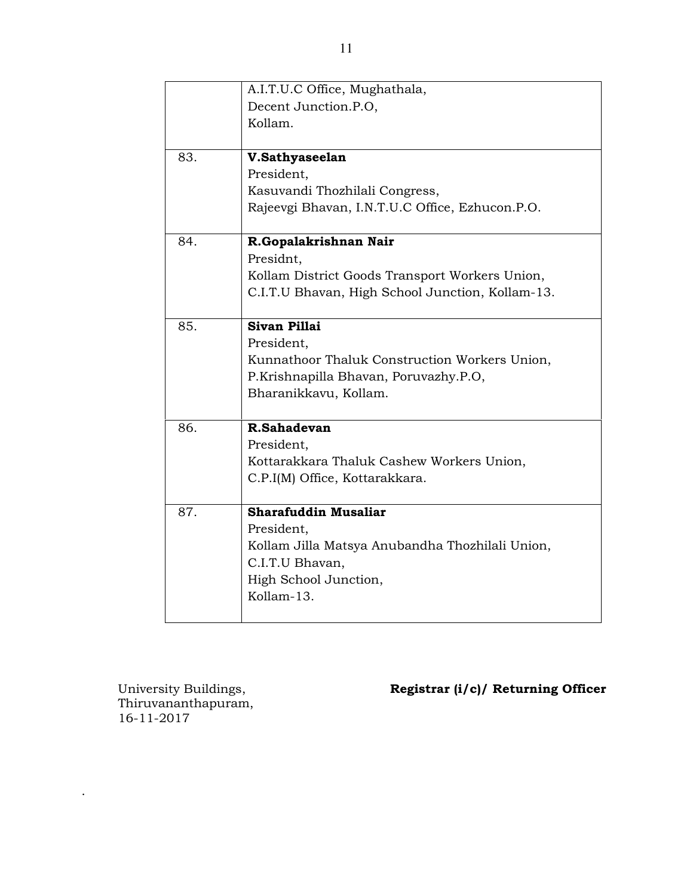| | |
|---|---|
| | A.I.T.U.C Office, Mughathala,<br>Decent Junction.P.O,<br>Kollam. |
| 83. | **V.Sathyaseelan**<br>President,<br>Kasuvandi Thozhilali Congress,<br>Rajeevgi Bhavan, I.N.T.U.C Office, Ezhucon.P.O. |
| 84. | **R.Gopalakrishnan Nair**<br>Presidnt,<br>Kollam District Goods Transport Workers Union,<br>C.I.T.U Bhavan, High School Junction, Kollam-13. |
| 85. | **Sivan Pillai**<br>President,<br>Kunnathoor Thaluk Construction Workers Union,<br>P.Krishnapilla Bhavan, Poruvazhy.P.O,<br>Bharanikkavu, Kollam. |
| 86. | **R.Sahadevan**<br>President,<br>Kottarakkara Thaluk Cashew Workers Union,<br>C.P.I(M) Office, Kottarakkara. |
| 87. | **Sharafuddin Musaliar**<br>President,<br>Kollam Jilla Matsya Anubandha Thozhilali Union,<br>C.I.T.U Bhavan,<br>High School Junction,<br>Kollam-13. |

University Buildings,
Thiruvananthapuram,
16-11-2017

**Registrar (i/c)/ Returning Officer**